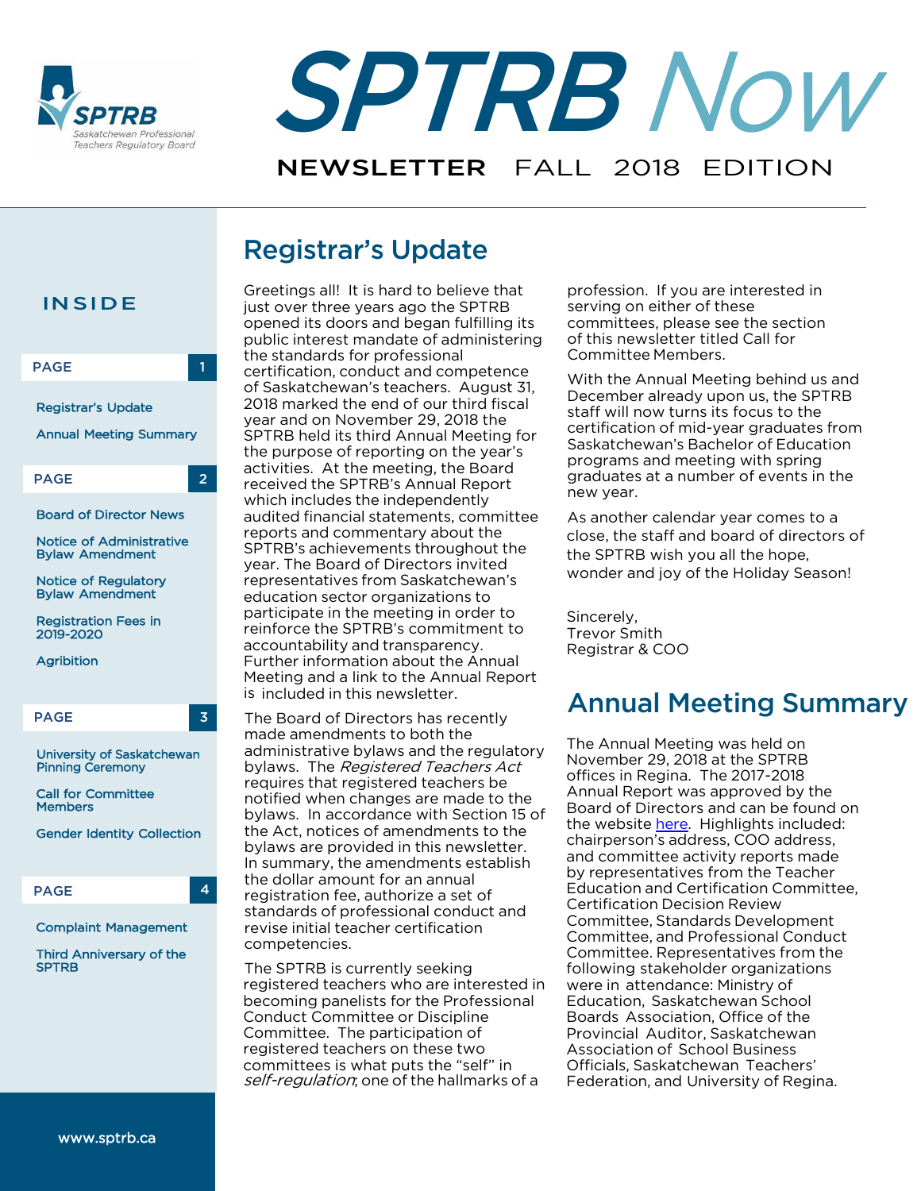# SPTRB Now

NEWSLETTER FALL 2018 EDITION

**INSIDE**

**PAGE 1**

- Registrar's Update
- Annual Meeting Summary

**PAGE 2**

- Board of Director News
- Notice of Administrative Bylaw Amendment
- Notice of Regulatory Bylaw Amendment
- Registration Fees in 2019-2020
- Agribition

**PAGE 3**

- University of Saskatchewan Pinning Ceremony
- Call for Committee Members
- Gender Identity Collection

**PAGE 4**

- Complaint Management
- Third Anniversary of the SPTRB

www.sptrb.ca

## Registrar's Update

Greetings all! It is hard to believe that just over three years ago the SPTRB opened its doors and began fulfilling its public interest mandate of administering the standards for professional certification, conduct and competence of Saskatchewan's teachers. August 31, 2018 marked the end of our third fiscal year and on November 29, 2018 the SPTRB held its third Annual Meeting for the purpose of reporting on the year's activities. At the meeting, the Board received the SPTRB's Annual Report which includes the independently audited financial statements, committee reports and commentary about the SPTRB's achievements throughout the year. The Board of Directors invited representatives from Saskatchewan's education sector organizations to participate in the meeting in order to reinforce the SPTRB's commitment to accountability and transparency. Further information about the Annual Meeting and a link to the Annual Report is included in this newsletter.

The Board of Directors has recently made amendments to both the administrative bylaws and the regulatory bylaws. The *Registered Teachers Act* requires that registered teachers be notified when changes are made to the bylaws. In accordance with Section 15 of the Act, notices of amendments to the bylaws are provided in this newsletter. In summary, the amendments establish the dollar amount for an annual registration fee, authorize a set of standards of professional conduct and revise initial teacher certification competencies.

The SPTRB is currently seeking registered teachers who are interested in becoming panelists for the Professional Conduct Committee or Discipline Committee. The participation of registered teachers on these two committees is what puts the "self" in *self-regulation*, one of the hallmarks of a profession. If you are interested in serving on either of these committees, please see the section of this newsletter titled Call for Committee Members.

With the Annual Meeting behind us and December already upon us, the SPTRB staff will now turns its focus to the certification of mid-year graduates from Saskatchewan's Bachelor of Education programs and meeting with spring graduates at a number of events in the new year.

As another calendar year comes to a close, the staff and board of directors of the SPTRB wish you all the hope, wonder and joy of the Holiday Season!

Sincerely,
Trevor Smith
Registrar & COO

## Annual Meeting Summary

The Annual Meeting was held on November 29, 2018 at the SPTRB offices in Regina. The 2017-2018 Annual Report was approved by the Board of Directors and can be found on the website here. Highlights included: chairperson's address, COO address, and committee activity reports made by representatives from the Teacher Education and Certification Committee, Certification Decision Review Committee, Standards Development Committee, and Professional Conduct Committee. Representatives from the following stakeholder organizations were in attendance: Ministry of Education, Saskatchewan School Boards Association, Office of the Provincial Auditor, Saskatchewan Association of School Business Officials, Saskatchewan Teachers' Federation, and University of Regina.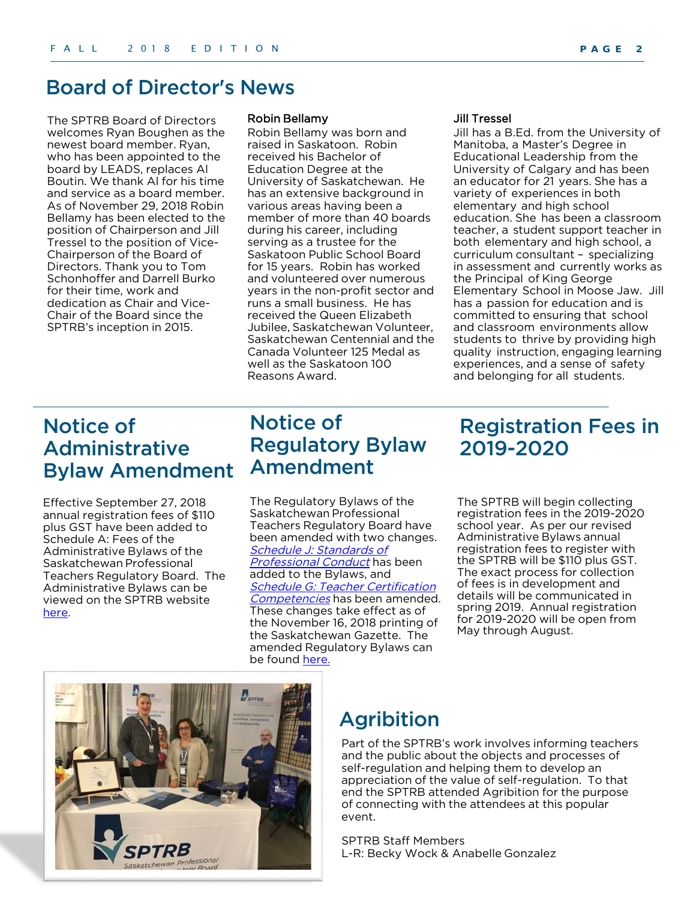## Board of Director's News

The SPTRB Board of Directors welcomes Ryan Boughen as the newest board member. Ryan, who has been appointed to the board by LEADS, replaces Al Boutin. We thank Al for his time and service as a board member. As of November 29, 2018 Robin Bellamy has been elected to the position of Chairperson and Jill Tressel to the position of Vice-Chairperson of the Board of Directors. Thank you to Tom Schonhoffer and Darrell Burko for their time, work and dedication as Chair and Vice-Chair of the Board since the SPTRB's inception in 2015.

### Robin Bellamy

Robin Bellamy was born and raised in Saskatoon. Robin received his Bachelor of Education Degree at the University of Saskatchewan. He has an extensive background in various areas having been a member of more than 40 boards during his career, including serving as a trustee for the Saskatoon Public School Board for 15 years. Robin has worked and volunteered over numerous years in the non-profit sector and runs a small business. He has received the Queen Elizabeth Jubilee, Saskatchewan Volunteer, Saskatchewan Centennial and the Canada Volunteer 125 Medal as well as the Saskatoon 100 Reasons Award.

### Jill Tressel

Jill has a B.Ed. from the University of Manitoba, a Master's Degree in Educational Leadership from the University of Calgary and has been an educator for 21 years. She has a variety of experiences in both elementary and high school education. She has been a classroom teacher, a student support teacher in both elementary and high school, a curriculum consultant – specializing in assessment and currently works as the Principal of King George Elementary School in Moose Jaw. Jill has a passion for education and is committed to ensuring that school and classroom environments allow students to thrive by providing high quality instruction, engaging learning experiences, and a sense of safety and belonging for all students.

## Notice of Administrative Bylaw Amendment

Effective September 27, 2018 annual registration fees of $110 plus GST have been added to Schedule A: Fees of the Administrative Bylaws of the Saskatchewan Professional Teachers Regulatory Board. The Administrative Bylaws can be viewed on the SPTRB website here.

## Notice of Regulatory Bylaw Amendment

The Regulatory Bylaws of the Saskatchewan Professional Teachers Regulatory Board have been amended with two changes. *Schedule J: Standards of Professional Conduct* has been added to the Bylaws, and *Schedule G: Teacher Certification Competencies* has been amended. These changes take effect as of the November 16, 2018 printing of the Saskatchewan Gazette. The amended Regulatory Bylaws can be found here.

## Registration Fees in 2019-2020

The SPTRB will begin collecting registration fees in the 2019-2020 school year. As per our revised Administrative Bylaws annual registration fees to register with the SPTRB will be $110 plus GST. The exact process for collection of fees is in development and details will be communicated in spring 2019. Annual registration for 2019-2020 will be open from May through August.

## Agribition

Part of the SPTRB's work involves informing teachers and the public about the objects and processes of self-regulation and helping them to develop an appreciation of the value of self-regulation. To that end the SPTRB attended Agribition for the purpose of connecting with the attendees at this popular event.

SPTRB Staff Members
L-R: Becky Wock & Anabelle Gonzalez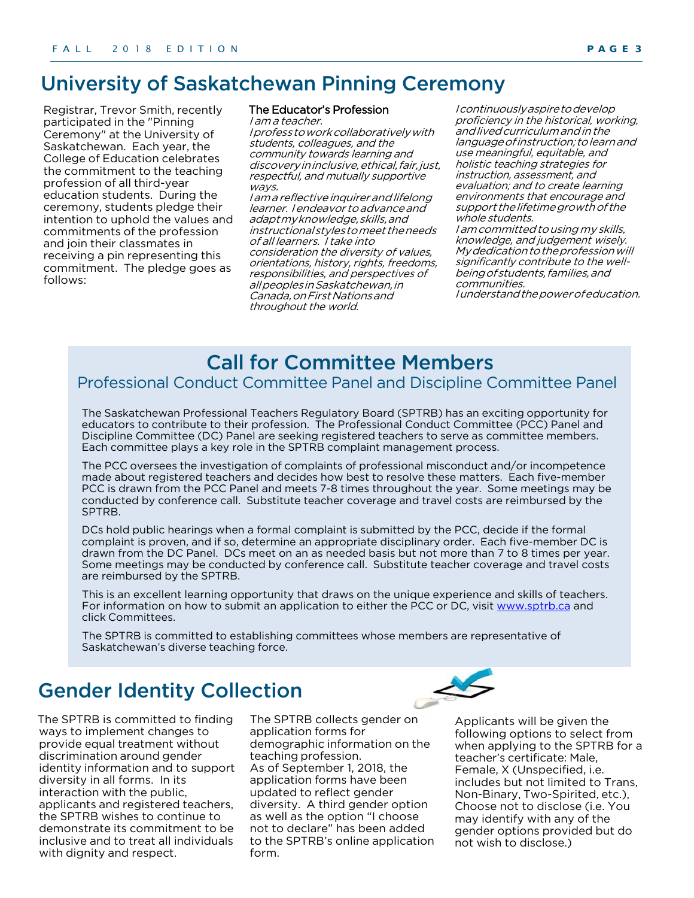# University of Saskatchewan Pinning Ceremony

Registrar, Trevor Smith, recently participated in the "Pinning Ceremony" at the University of Saskatchewan. Each year, the College of Education celebrates the commitment to the teaching profession of all third-year education students. During the ceremony, students pledge their intention to uphold the values and commitments of the profession and join their classmates in receiving a pin representing this commitment. The pledge goes as follows:

**The Educator's Profession**

*I am a teacher.*

*I profess to work collaboratively with students, colleagues, and the community towards learning and discovery in inclusive, ethical, fair, just, respectful, and mutually supportive ways.*

*I am a reflective inquirer and lifelong learner. I endeavor to advance and adapt my knowledge, skills, and instructional styles to meet the needs of all learners. I take into consideration the diversity of values, orientations, history, rights, freedoms, responsibilities, and perspectives of all peoples in Saskatchewan, in Canada, on First Nations and throughout the world.*

*I continuously aspire to develop proficiency in the historical, working, and lived curriculum and in the language of instruction; to learn and use meaningful, equitable, and holistic teaching strategies for instruction, assessment, and evaluation; and to create learning environments that encourage and support the lifetime growth of the whole students.*

*I am committed to using my skills, knowledge, and judgement wisely. My dedication to the profession will significantly contribute to the well-being of students, families, and communities.*

*I understand the power of education.*

## Call for Committee Members

### Professional Conduct Committee Panel and Discipline Committee Panel

The Saskatchewan Professional Teachers Regulatory Board (SPTRB) has an exciting opportunity for educators to contribute to their profession. The Professional Conduct Committee (PCC) Panel and Discipline Committee (DC) Panel are seeking registered teachers to serve as committee members. Each committee plays a key role in the SPTRB complaint management process.

The PCC oversees the investigation of complaints of professional misconduct and/or incompetence made about registered teachers and decides how best to resolve these matters. Each five-member PCC is drawn from the PCC Panel and meets 7-8 times throughout the year. Some meetings may be conducted by conference call. Substitute teacher coverage and travel costs are reimbursed by the SPTRB.

DCs hold public hearings when a formal complaint is submitted by the PCC, decide if the formal complaint is proven, and if so, determine an appropriate disciplinary order. Each five-member DC is drawn from the DC Panel. DCs meet on an as needed basis but not more than 7 to 8 times per year. Some meetings may be conducted by conference call. Substitute teacher coverage and travel costs are reimbursed by the SPTRB.

This is an excellent learning opportunity that draws on the unique experience and skills of teachers. For information on how to submit an application to either the PCC or DC, visit www.sptrb.ca and click Committees.

The SPTRB is committed to establishing committees whose members are representative of Saskatchewan's diverse teaching force.

# Gender Identity Collection

The SPTRB is committed to finding ways to implement changes to provide equal treatment without discrimination around gender identity information and to support diversity in all forms. In its interaction with the public, applicants and registered teachers, the SPTRB wishes to continue to demonstrate its commitment to be inclusive and to treat all individuals with dignity and respect.

The SPTRB collects gender on application forms for demographic information on the teaching profession.

As of September 1, 2018, the application forms have been updated to reflect gender diversity. A third gender option as well as the option "I choose not to declare" has been added to the SPTRB's online application form.

Applicants will be given the following options to select from when applying to the SPTRB for a teacher's certificate: Male, Female, X (Unspecified, i.e. includes but not limited to Trans, Non-Binary, Two-Spirited, etc.), Choose not to disclose (i.e. You may identify with any of the gender options provided but do not wish to disclose.)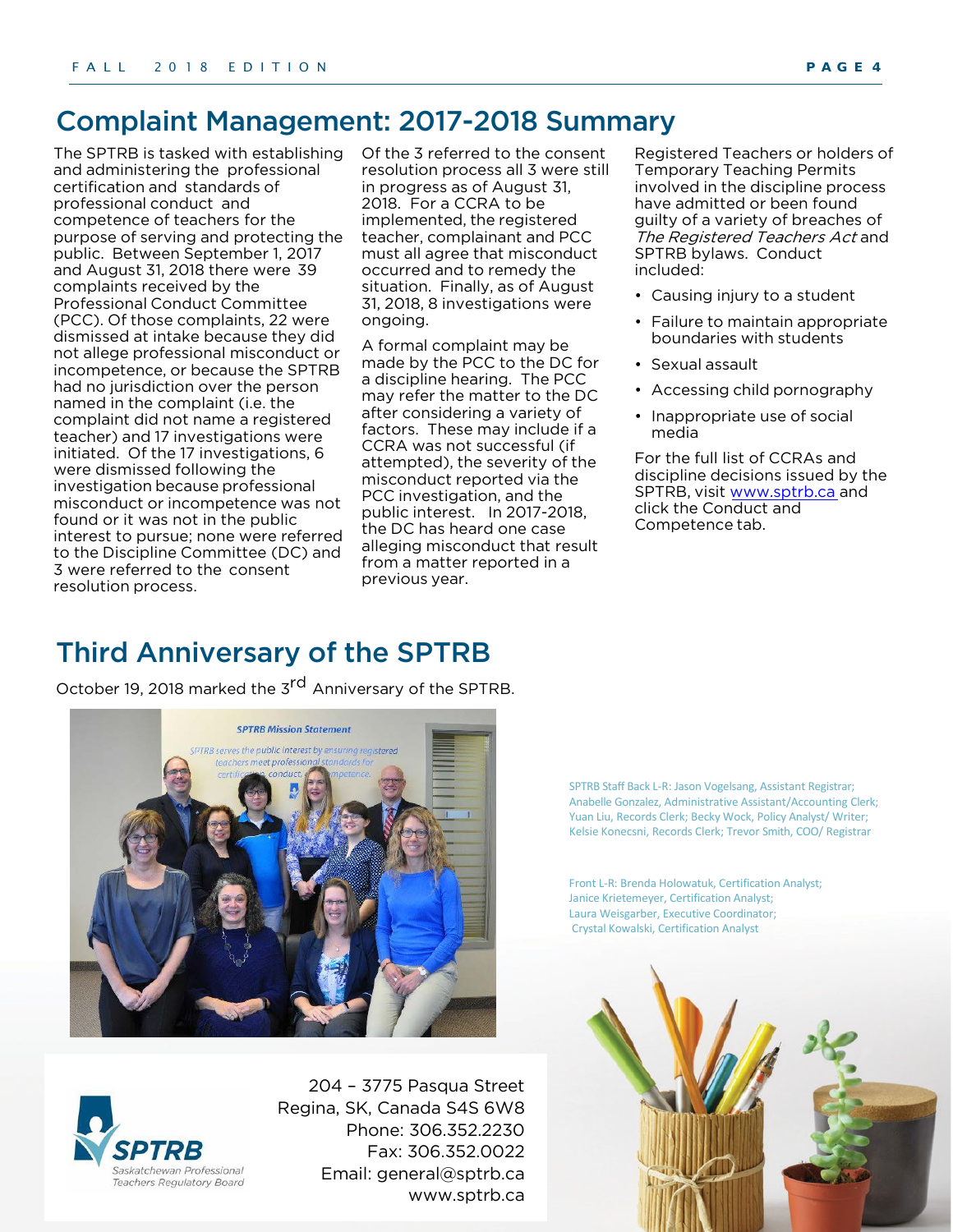## Complaint Management: 2017-2018 Summary

The SPTRB is tasked with establishing and administering the professional certification and standards of professional conduct and competence of teachers for the purpose of serving and protecting the public. Between September 1, 2017 and August 31, 2018 there were 39 complaints received by the Professional Conduct Committee (PCC). Of those complaints, 22 were dismissed at intake because they did not allege professional misconduct or incompetence, or because the SPTRB had no jurisdiction over the person named in the complaint (i.e. the complaint did not name a registered teacher) and 17 investigations were initiated. Of the 17 investigations, 6 were dismissed following the investigation because professional misconduct or incompetence was not found or it was not in the public interest to pursue; none were referred to the Discipline Committee (DC) and 3 were referred to the consent resolution process.

Of the 3 referred to the consent resolution process all 3 were still in progress as of August 31, 2018. For a CCRA to be implemented, the registered teacher, complainant and PCC must all agree that misconduct occurred and to remedy the situation. Finally, as of August 31, 2018, 8 investigations were ongoing.

A formal complaint may be made by the PCC to the DC for a discipline hearing. The PCC may refer the matter to the DC after considering a variety of factors. These may include if a CCRA was not successful (if attempted), the severity of the misconduct reported via the PCC investigation, and the public interest. In 2017-2018, the DC has heard one case alleging misconduct that result from a matter reported in a previous year.

Registered Teachers or holders of Temporary Teaching Permits involved in the discipline process have admitted or been found guilty of a variety of breaches of *The Registered Teachers Act* and SPTRB bylaws. Conduct included:

- Causing injury to a student
- Failure to maintain appropriate boundaries with students
- Sexual assault
- Accessing child pornography
- Inappropriate use of social media

For the full list of CCRAs and discipline decisions issued by the SPTRB, visit www.sptrb.ca and click the Conduct and Competence tab.

## Third Anniversary of the SPTRB

October 19, 2018 marked the 3rd Anniversary of the SPTRB.

SPTRB Staff Back L-R: Jason Vogelsang, Assistant Registrar; Anabelle Gonzalez, Administrative Assistant/Accounting Clerk; Yuan Liu, Records Clerk; Becky Wock, Policy Analyst/ Writer; Kelsie Konecsni, Records Clerk; Trevor Smith, COO/ Registrar

Front L-R: Brenda Holowatuk, Certification Analyst; Janice Krietemeyer, Certification Analyst; Laura Weisgarber, Executive Coordinator; Crystal Kowalski, Certification Analyst

SPTRB
Saskatchewan Professional Teachers Regulatory Board

204 – 3775 Pasqua Street
Regina, SK, Canada S4S 6W8
Phone: 306.352.2230
Fax: 306.352.0022
Email: general@sptrb.ca
www.sptrb.ca